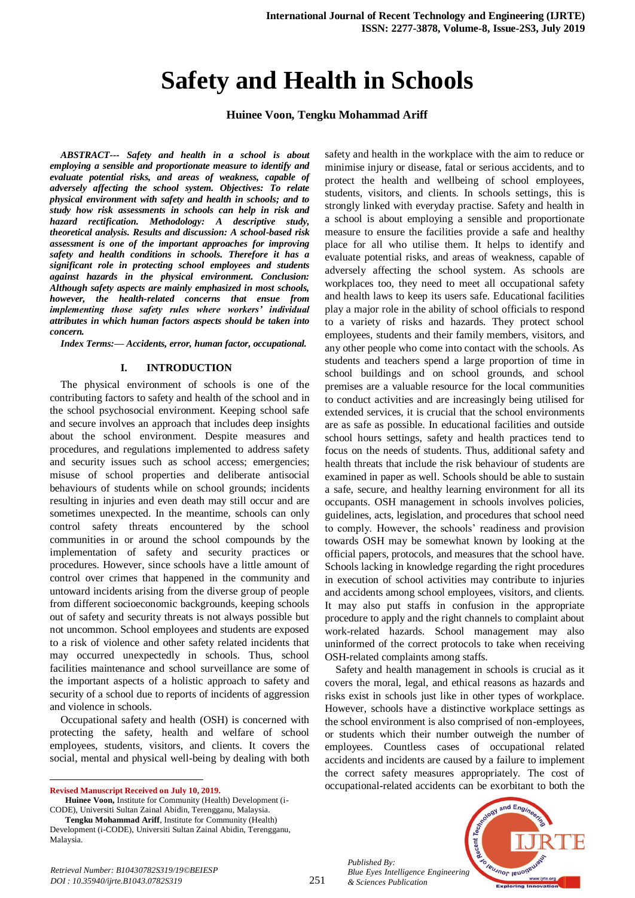# Safety and Health in Schools

**Huinee Voon, Tengku Mohammad Ariff**

***ABSTRACT--- Safety and health in a school is about employing a sensible and proportionate measure to identify and evaluate potential risks, and areas of weakness, capable of adversely affecting the school system. Objectives: To relate physical environment with safety and health in schools; and to study how risk assessments in schools can help in risk and hazard rectification. Methodology: A descriptive study, theoretical analysis. Results and discussion: A school-based risk assessment is one of the important approaches for improving safety and health conditions in schools. Therefore it has a significant role in protecting school employees and students against hazards in the physical environment. Conclusion: Although safety aspects are mainly emphasized in most schools, however, the health-related concerns that ensue from implementing those safety rules where workers' individual attributes in which human factors aspects should be taken into concern.***

***Index Terms:— Accidents, error, human factor, occupational.***

## I. INTRODUCTION

The physical environment of schools is one of the contributing factors to safety and health of the school and in the school psychosocial environment. Keeping school safe and secure involves an approach that includes deep insights about the school environment. Despite measures and procedures, and regulations implemented to address safety and security issues such as school access; emergencies; misuse of school properties and deliberate antisocial behaviours of students while on school grounds; incidents resulting in injuries and even death may still occur and are sometimes unexpected. In the meantime, schools can only control safety threats encountered by the school communities in or around the school compounds by the implementation of safety and security practices or procedures. However, since schools have a little amount of control over crimes that happened in the community and untoward incidents arising from the diverse group of people from different socioeconomic backgrounds, keeping schools out of safety and security threats is not always possible but not uncommon. School employees and students are exposed to a risk of violence and other safety related incidents that may occurred unexpectedly in schools. Thus, school facilities maintenance and school surveillance are some of the important aspects of a holistic approach to safety and security of a school due to reports of incidents of aggression and violence in schools.

Occupational safety and health (OSH) is concerned with protecting the safety, health and welfare of school employees, students, visitors, and clients. It covers the social, mental and physical well-being by dealing with both safety and health in the workplace with the aim to reduce or minimise injury or disease, fatal or serious accidents, and to protect the health and wellbeing of school employees, students, visitors, and clients. In schools settings, this is strongly linked with everyday practise. Safety and health in a school is about employing a sensible and proportionate measure to ensure the facilities provide a safe and healthy place for all who utilise them. It helps to identify and evaluate potential risks, and areas of weakness, capable of adversely affecting the school system. As schools are workplaces too, they need to meet all occupational safety and health laws to keep its users safe. Educational facilities play a major role in the ability of school officials to respond to a variety of risks and hazards. They protect school employees, students and their family members, visitors, and any other people who come into contact with the schools. As students and teachers spend a large proportion of time in school buildings and on school grounds, and school premises are a valuable resource for the local communities to conduct activities and are increasingly being utilised for extended services, it is crucial that the school environments are as safe as possible. In educational facilities and outside school hours settings, safety and health practices tend to focus on the needs of students. Thus, additional safety and health threats that include the risk behaviour of students are examined in paper as well. Schools should be able to sustain a safe, secure, and healthy learning environment for all its occupants. OSH management in schools involves policies, guidelines, acts, legislation, and procedures that school need to comply. However, the schools' readiness and provision towards OSH may be somewhat known by looking at the official papers, protocols, and measures that the school have. Schools lacking in knowledge regarding the right procedures in execution of school activities may contribute to injuries and accidents among school employees, visitors, and clients. It may also put staffs in confusion in the appropriate procedure to apply and the right channels to complaint about work-related hazards. School management may also uninformed of the correct protocols to take when receiving OSH-related complaints among staffs.

Safety and health management in schools is crucial as it covers the moral, legal, and ethical reasons as hazards and risks exist in schools just like in other types of workplace. However, schools have a distinctive workplace settings as the school environment is also comprised of non-employees, or students which their number outweigh the number of employees. Countless cases of occupational related accidents and incidents are caused by a failure to implement the correct safety measures appropriately. The cost of occupational-related accidents can be exorbitant to both the

---

**Revised Manuscript Received on July 10, 2019.**

**Huinee Voon,** Institute for Community (Health) Development (i-CODE), Universiti Sultan Zainal Abidin, Terengganu, Malaysia.

**Tengku Mohammad Ariff**, Institute for Community (Health) Development (i-CODE), Universiti Sultan Zainal Abidin, Terengganu, Malaysia.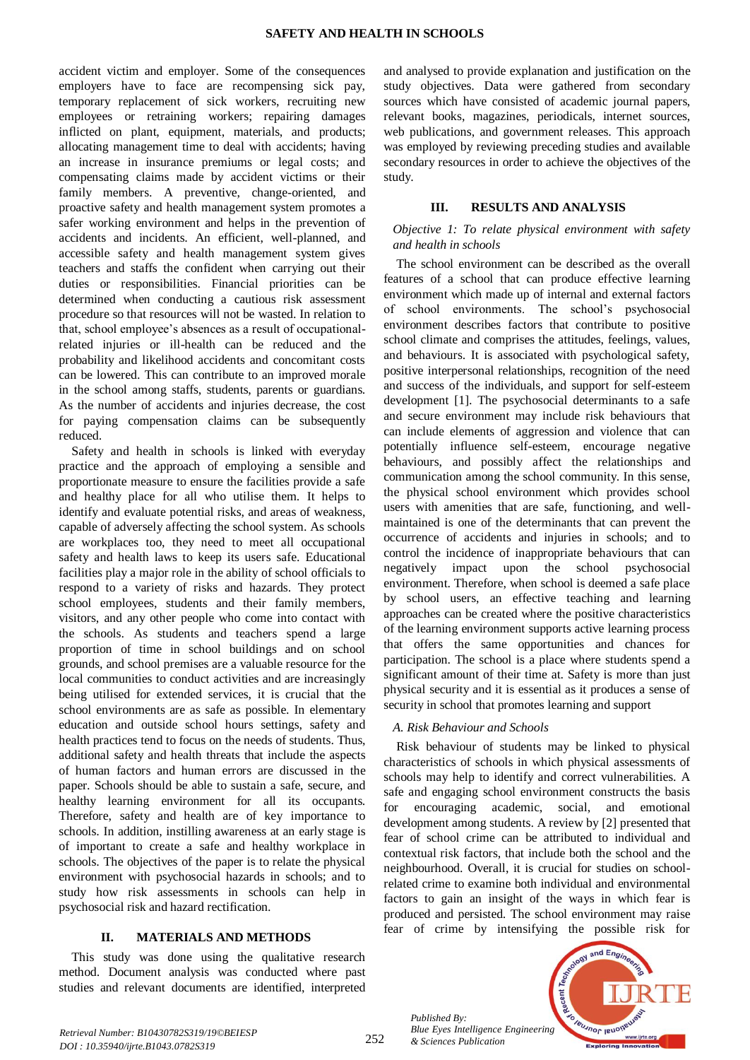accident victim and employer. Some of the consequences employers have to face are recompensing sick pay, temporary replacement of sick workers, recruiting new employees or retraining workers; repairing damages inflicted on plant, equipment, materials, and products; allocating management time to deal with accidents; having an increase in insurance premiums or legal costs; and compensating claims made by accident victims or their family members. A preventive, change-oriented, and proactive safety and health management system promotes a safer working environment and helps in the prevention of accidents and incidents. An efficient, well-planned, and accessible safety and health management system gives teachers and staffs the confident when carrying out their duties or responsibilities. Financial priorities can be determined when conducting a cautious risk assessment procedure so that resources will not be wasted. In relation to that, school employee's absences as a result of occupational-related injuries or ill-health can be reduced and the probability and likelihood accidents and concomitant costs can be lowered. This can contribute to an improved morale in the school among staffs, students, parents or guardians. As the number of accidents and injuries decrease, the cost for paying compensation claims can be subsequently reduced.

Safety and health in schools is linked with everyday practice and the approach of employing a sensible and proportionate measure to ensure the facilities provide a safe and healthy place for all who utilise them. It helps to identify and evaluate potential risks, and areas of weakness, capable of adversely affecting the school system. As schools are workplaces too, they need to meet all occupational safety and health laws to keep its users safe. Educational facilities play a major role in the ability of school officials to respond to a variety of risks and hazards. They protect school employees, students and their family members, visitors, and any other people who come into contact with the schools. As students and teachers spend a large proportion of time in school buildings and on school grounds, and school premises are a valuable resource for the local communities to conduct activities and are increasingly being utilised for extended services, it is crucial that the school environments are as safe as possible. In elementary education and outside school hours settings, safety and health practices tend to focus on the needs of students. Thus, additional safety and health threats that include the aspects of human factors and human errors are discussed in the paper. Schools should be able to sustain a safe, secure, and healthy learning environment for all its occupants. Therefore, safety and health are of key importance to schools. In addition, instilling awareness at an early stage is of important to create a safe and healthy workplace in schools. The objectives of the paper is to relate the physical environment with psychosocial hazards in schools; and to study how risk assessments in schools can help in psychosocial risk and hazard rectification.

## II. MATERIALS AND METHODS

This study was done using the qualitative research method. Document analysis was conducted where past studies and relevant documents are identified, interpreted and analysed to provide explanation and justification on the study objectives. Data were gathered from secondary sources which have consisted of academic journal papers, relevant books, magazines, periodicals, internet sources, web publications, and government releases. This approach was employed by reviewing preceding studies and available secondary resources in order to achieve the objectives of the study.

## III. RESULTS AND ANALYSIS

*Objective 1: To relate physical environment with safety and health in schools*

The school environment can be described as the overall features of a school that can produce effective learning environment which made up of internal and external factors of school environments. The school's psychosocial environment describes factors that contribute to positive school climate and comprises the attitudes, feelings, values, and behaviours. It is associated with psychological safety, positive interpersonal relationships, recognition of the need and success of the individuals, and support for self-esteem development [1]. The psychosocial determinants to a safe and secure environment may include risk behaviours that can include elements of aggression and violence that can potentially influence self-esteem, encourage negative behaviours, and possibly affect the relationships and communication among the school community. In this sense, the physical school environment which provides school users with amenities that are safe, functioning, and well-maintained is one of the determinants that can prevent the occurrence of accidents and injuries in schools; and to control the incidence of inappropriate behaviours that can negatively impact upon the school psychosocial environment. Therefore, when school is deemed a safe place by school users, an effective teaching and learning approaches can be created where the positive characteristics of the learning environment supports active learning process that offers the same opportunities and chances for participation. The school is a place where students spend a significant amount of their time at. Safety is more than just physical security and it is essential as it produces a sense of security in school that promotes learning and support

### *A. Risk Behaviour and Schools*

Risk behaviour of students may be linked to physical characteristics of schools in which physical assessments of schools may help to identify and correct vulnerabilities. A safe and engaging school environment constructs the basis for encouraging academic, social, and emotional development among students. A review by [2] presented that fear of school crime can be attributed to individual and contextual risk factors, that include both the school and the neighbourhood. Overall, it is crucial for studies on school-related crime to examine both individual and environmental factors to gain an insight of the ways in which fear is produced and persisted. The school environment may raise fear of crime by intensifying the possible risk for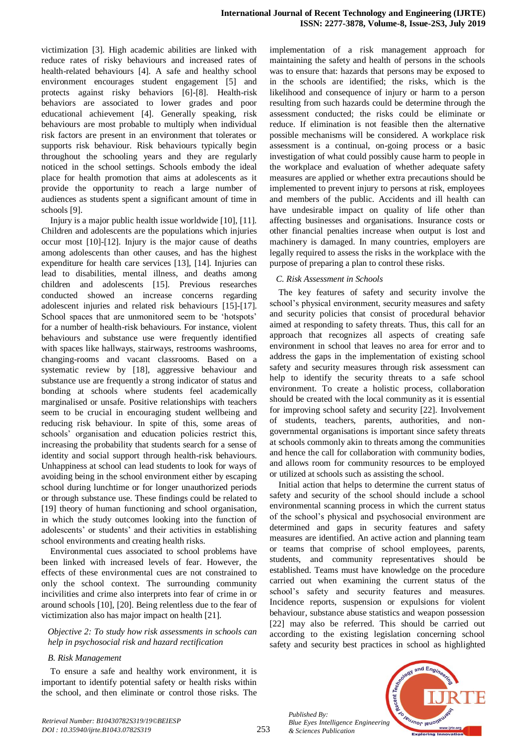victimization [3]. High academic abilities are linked with reduce rates of risky behaviours and increased rates of health-related behaviours [4]. A safe and healthy school environment encourages student engagement [5] and protects against risky behaviors [6]-[8]. Health-risk behaviors are associated to lower grades and poor educational achievement [4]. Generally speaking, risk behaviours are most probable to multiply when individual risk factors are present in an environment that tolerates or supports risk behaviour. Risk behaviours typically begin throughout the schooling years and they are regularly noticed in the school settings. Schools embody the ideal place for health promotion that aims at adolescents as it provide the opportunity to reach a large number of audiences as students spent a significant amount of time in schools [9].

Injury is a major public health issue worldwide [10], [11]. Children and adolescents are the populations which injuries occur most [10]-[12]. Injury is the major cause of deaths among adolescents than other causes, and has the highest expenditure for health care services [13], [14]. Injuries can lead to disabilities, mental illness, and deaths among children and adolescents [15]. Previous researches conducted showed an increase concerns regarding adolescent injuries and related risk behaviours [15]-[17]. School spaces that are unmonitored seem to be 'hotspots' for a number of health-risk behaviours. For instance, violent behaviours and substance use were frequently identified with spaces like hallways, stairways, restrooms washrooms, changing-rooms and vacant classrooms. Based on a systematic review by [18], aggressive behaviour and substance use are frequently a strong indicator of status and bonding at schools where students feel academically marginalised or unsafe. Positive relationships with teachers seem to be crucial in encouraging student wellbeing and reducing risk behaviour. In spite of this, some areas of schools' organisation and education policies restrict this, increasing the probability that students search for a sense of identity and social support through health-risk behaviours. Unhappiness at school can lead students to look for ways of avoiding being in the school environment either by escaping school during lunchtime or for longer unauthorized periods or through substance use. These findings could be related to [19] theory of human functioning and school organisation, in which the study outcomes looking into the function of adolescents' or students' and their activities in establishing school environments and creating health risks.

Environmental cues associated to school problems have been linked with increased levels of fear. However, the effects of these environmental cues are not constrained to only the school context. The surrounding community incivilities and crime also interprets into fear of crime in or around schools [10], [20]. Being relentless due to the fear of victimization also has major impact on health [21].

*Objective 2: To study how risk assessments in schools can help in psychosocial risk and hazard rectification*

### *B. Risk Management*

To ensure a safe and healthy work environment, it is important to identify potential safety or health risks within the school, and then eliminate or control those risks. The implementation of a risk management approach for maintaining the safety and health of persons in the schools was to ensure that: hazards that persons may be exposed to in the schools are identified; the risks, which is the likelihood and consequence of injury or harm to a person resulting from such hazards could be determine through the assessment conducted; the risks could be eliminate or reduce. If elimination is not feasible then the alternative possible mechanisms will be considered. A workplace risk assessment is a continual, on-going process or a basic investigation of what could possibly cause harm to people in the workplace and evaluation of whether adequate safety measures are applied or whether extra precautions should be implemented to prevent injury to persons at risk, employees and members of the public. Accidents and ill health can have undesirable impact on quality of life other than affecting businesses and organisations. Insurance costs or other financial penalties increase when output is lost and machinery is damaged. In many countries, employers are legally required to assess the risks in the workplace with the purpose of preparing a plan to control these risks.

### *C. Risk Assessment in Schools*

The key features of safety and security involve the school's physical environment, security measures and safety and security policies that consist of procedural behavior aimed at responding to safety threats. Thus, this call for an approach that recognizes all aspects of creating safe environment in school that leaves no area for error and to address the gaps in the implementation of existing school safety and security measures through risk assessment can help to identify the security threats to a safe school environment. To create a holistic process, collaboration should be created with the local community as it is essential for improving school safety and security [22]. Involvement of students, teachers, parents, authorities, and non-governmental organisations is important since safety threats at schools commonly akin to threats among the communities and hence the call for collaboration with community bodies, and allows room for community resources to be employed or utilized at schools such as assisting the school.

Initial action that helps to determine the current status of safety and security of the school should include a school environmental scanning process in which the current status of the school's physical and psychosocial environment are determined and gaps in security features and safety measures are identified. An active action and planning team or teams that comprise of school employees, parents, students, and community representatives should be established. Teams must have knowledge on the procedure carried out when examining the current status of the school's safety and security features and measures. Incidence reports, suspension or expulsions for violent behaviour, substance abuse statistics and weapon possession [22] may also be referred. This should be carried out according to the existing legislation concerning school safety and security best practices in school as highlighted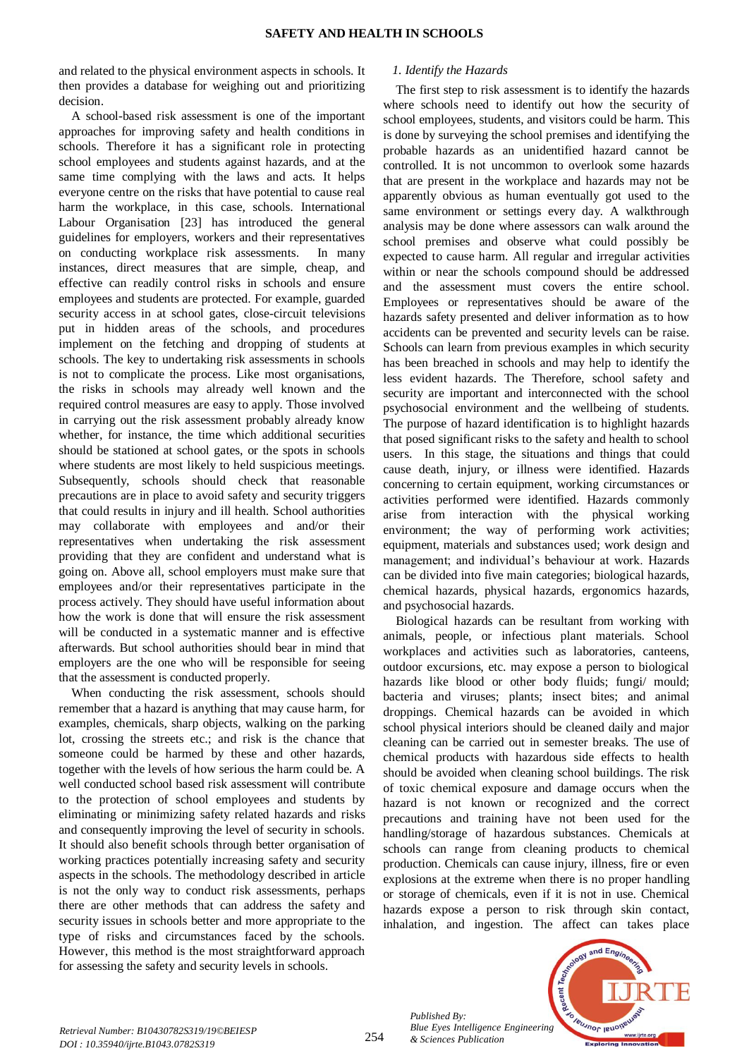and related to the physical environment aspects in schools. It then provides a database for weighing out and prioritizing decision.

A school-based risk assessment is one of the important approaches for improving safety and health conditions in schools. Therefore it has a significant role in protecting school employees and students against hazards, and at the same time complying with the laws and acts. It helps everyone centre on the risks that have potential to cause real harm the workplace, in this case, schools. International Labour Organisation [23] has introduced the general guidelines for employers, workers and their representatives on conducting workplace risk assessments. In many instances, direct measures that are simple, cheap, and effective can readily control risks in schools and ensure employees and students are protected. For example, guarded security access in at school gates, close-circuit televisions put in hidden areas of the schools, and procedures implement on the fetching and dropping of students at schools. The key to undertaking risk assessments in schools is not to complicate the process. Like most organisations, the risks in schools may already well known and the required control measures are easy to apply. Those involved in carrying out the risk assessment probably already know whether, for instance, the time which additional securities should be stationed at school gates, or the spots in schools where students are most likely to held suspicious meetings. Subsequently, schools should check that reasonable precautions are in place to avoid safety and security triggers that could results in injury and ill health. School authorities may collaborate with employees and and/or their representatives when undertaking the risk assessment providing that they are confident and understand what is going on. Above all, school employers must make sure that employees and/or their representatives participate in the process actively. They should have useful information about how the work is done that will ensure the risk assessment will be conducted in a systematic manner and is effective afterwards. But school authorities should bear in mind that employers are the one who will be responsible for seeing that the assessment is conducted properly.

When conducting the risk assessment, schools should remember that a hazard is anything that may cause harm, for examples, chemicals, sharp objects, walking on the parking lot, crossing the streets etc.; and risk is the chance that someone could be harmed by these and other hazards, together with the levels of how serious the harm could be. A well conducted school based risk assessment will contribute to the protection of school employees and students by eliminating or minimizing safety related hazards and risks and consequently improving the level of security in schools. It should also benefit schools through better organisation of working practices potentially increasing safety and security aspects in the schools. The methodology described in article is not the only way to conduct risk assessments, perhaps there are other methods that can address the safety and security issues in schools better and more appropriate to the type of risks and circumstances faced by the schools. However, this method is the most straightforward approach for assessing the safety and security levels in schools.

*1. Identify the Hazards*

The first step to risk assessment is to identify the hazards where schools need to identify out how the security of school employees, students, and visitors could be harmed. This is done by surveying the school premises and identifying the probable hazards as an unidentified hazard cannot be controlled. It is not uncommon to overlook some hazards that are present in the workplace and hazards may not be apparently obvious as human eventually got used to the same environment or settings every day. A walkthrough analysis may be done where assessors can walk around the school premises and observe what could possibly be expected to cause harm. All regular and irregular activities within or near the schools compound should be addressed and the assessment must covers the entire school. Employees or representatives should be aware of the hazards safety presented and deliver information as to how accidents can be prevented and security levels can be raise. Schools can learn from previous examples in which security has been breached in schools and may help to identify the less evident hazards. The Therefore, school safety and security are important and interconnected with the school psychosocial environment and the wellbeing of students. The purpose of hazard identification is to highlight hazards that posed significant risks to the safety and health to school users. In this stage, the situations and things that could cause death, injury, or illness were identified. Hazards concerning to certain equipment, working circumstances or activities performed were identified. Hazards commonly arise from interaction with the physical working environment; the way of performing work activities; equipment, materials and substances used; work design and management; and individual's behaviour at work. Hazards can be divided into five main categories; biological hazards, chemical hazards, physical hazards, ergonomics hazards, and psychosocial hazards.

Biological hazards can be resultant from working with animals, people, or infectious plant materials. School workplaces and activities such as laboratories, canteens, outdoor excursions, etc. may expose a person to biological hazards like blood or other body fluids; fungi/ mould; bacteria and viruses; plants; insect bites; and animal droppings. Chemical hazards can be avoided in which school physical interiors should be cleaned daily and major cleaning can be carried out in semester breaks. The use of chemical products with hazardous side effects to health should be avoided when cleaning school buildings. The risk of toxic chemical exposure and damage occurs when the hazard is not known or recognized and the correct precautions and training have not been used for the handling/storage of hazardous substances. Chemicals at schools can range from cleaning products to chemical production. Chemicals can cause injury, illness, fire or even explosions at the extreme when there is no proper handling or storage of chemicals, even if it is not in use. Chemical hazards expose a person to risk through skin contact, inhalation, and ingestion. The affect can takes place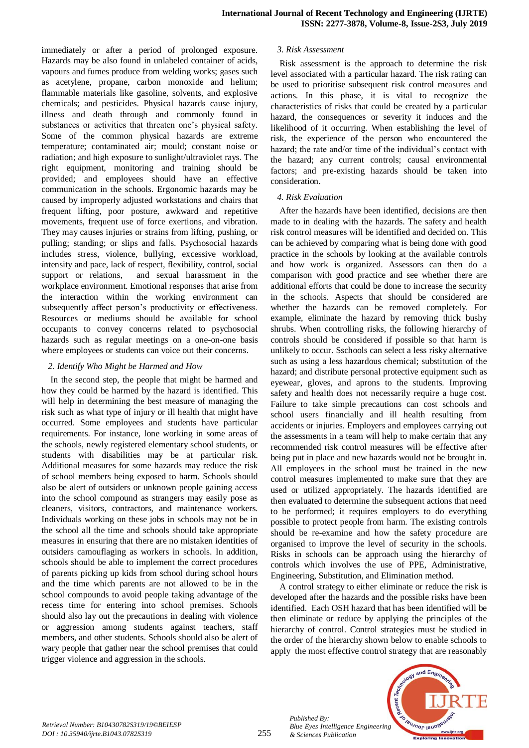immediately or after a period of prolonged exposure. Hazards may be also found in unlabeled container of acids, vapours and fumes produce from welding works; gases such as acetylene, propane, carbon monoxide and helium; flammable materials like gasoline, solvents, and explosive chemicals; and pesticides. Physical hazards cause injury, illness and death through and commonly found in substances or activities that threaten one's physical safety. Some of the common physical hazards are extreme temperature; contaminated air; mould; constant noise or radiation; and high exposure to sunlight/ultraviolet rays. The right equipment, monitoring and training should be provided; and employees should have an effective communication in the schools. Ergonomic hazards may be caused by improperly adjusted workstations and chairs that frequent lifting, poor posture, awkward and repetitive movements, frequent use of force exertions, and vibration. They may causes injuries or strains from lifting, pushing, or pulling; standing; or slips and falls. Psychosocial hazards includes stress, violence, bullying, excessive workload, intensity and pace, lack of respect, flexibility, control, social support or relations, and sexual harassment in the workplace environment. Emotional responses that arise from the interaction within the working environment can subsequently affect person's productivity or effectiveness. Resources or mediums should be available for school occupants to convey concerns related to psychosocial hazards such as regular meetings on a one-on-one basis where employees or students can voice out their concerns.

*2. Identify Who Might be Harmed and How*

In the second step, the people that might be harmed and how they could be harmed by the hazard is identified. This will help in determining the best measure of managing the risk such as what type of injury or ill health that might have occurred. Some employees and students have particular requirements. For instance, lone working in some areas of the schools, newly registered elementary school students, or students with disabilities may be at particular risk. Additional measures for some hazards may reduce the risk of school members being exposed to harm. Schools should also be alert of outsiders or unknown people gaining access into the school compound as strangers may easily pose as cleaners, visitors, contractors, and maintenance workers. Individuals working on these jobs in schools may not be in the school all the time and schools should take appropriate measures in ensuring that there are no mistaken identities of outsiders camouflaging as workers in schools. In addition, schools should be able to implement the correct procedures of parents picking up kids from school during school hours and the time which parents are not allowed to be in the school compounds to avoid people taking advantage of the recess time for entering into school premises. Schools should also lay out the precautions in dealing with violence or aggression among students against teachers, staff members, and other students. Schools should also be alert of wary people that gather near the school premises that could trigger violence and aggression in the schools.

*3. Risk Assessment*

Risk assessment is the approach to determine the risk level associated with a particular hazard. The risk rating can be used to prioritise subsequent risk control measures and actions. In this phase, it is vital to recognize the characteristics of risks that could be created by a particular hazard, the consequences or severity it induces and the likelihood of it occurring. When establishing the level of risk, the experience of the person who encountered the hazard; the rate and/or time of the individual's contact with the hazard; any current controls; causal environmental factors; and pre-existing hazards should be taken into consideration.

*4. Risk Evaluation*

After the hazards have been identified, decisions are then made to in dealing with the hazards. The safety and health risk control measures will be identified and decided on. This can be achieved by comparing what is being done with good practice in the schools by looking at the available controls and how work is organized. Assessors can then do a comparison with good practice and see whether there are additional efforts that could be done to increase the security in the schools. Aspects that should be considered are whether the hazards can be removed completely. For example, eliminate the hazard by removing thick bushy shrubs. When controlling risks, the following hierarchy of controls should be considered if possible so that harm is unlikely to occur. Sschools can select a less risky alternative such as using a less hazardous chemical; substitution of the hazard; and distribute personal protective equipment such as eyewear, gloves, and aprons to the students. Improving safety and health does not necessarily require a huge cost. Failure to take simple precautions can cost schools and school users financially and ill health resulting from accidents or injuries. Employers and employees carrying out the assessments in a team will help to make certain that any recommended risk control measures will be effective after being put in place and new hazards would not be brought in. All employees in the school must be trained in the new control measures implemented to make sure that they are used or utilized appropriately. The hazards identified are then evaluated to determine the subsequent actions that need to be performed; it requires employers to do everything possible to protect people from harm. The existing controls should be re-examine and how the safety procedure are organised to improve the level of security in the schools. Risks in schools can be approach using the hierarchy of controls which involves the use of PPE, Administrative, Engineering, Substitution, and Elimination method.

A control strategy to either eliminate or reduce the risk is developed after the hazards and the possible risks have been identified. Each OSH hazard that has been identified will be then eliminate or reduce by applying the principles of the hierarchy of control. Control strategies must be studied in the order of the hierarchy shown below to enable schools to apply the most effective control strategy that are reasonably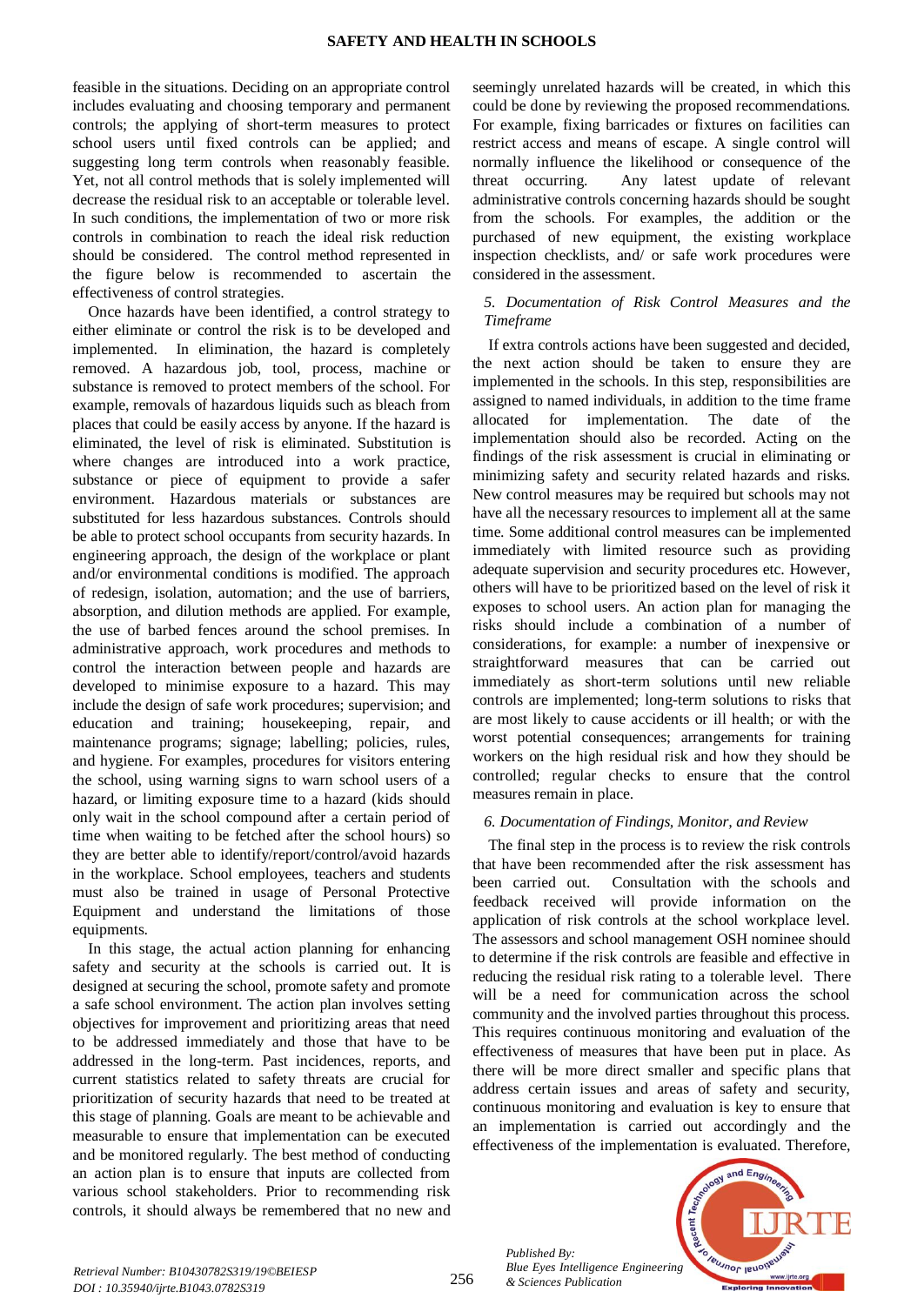feasible in the situations. Deciding on an appropriate control includes evaluating and choosing temporary and permanent controls; the applying of short-term measures to protect school users until fixed controls can be applied; and suggesting long term controls when reasonably feasible. Yet, not all control methods that is solely implemented will decrease the residual risk to an acceptable or tolerable level. In such conditions, the implementation of two or more risk controls in combination to reach the ideal risk reduction should be considered. The control method represented in the figure below is recommended to ascertain the effectiveness of control strategies.

Once hazards have been identified, a control strategy to either eliminate or control the risk is to be developed and implemented. In elimination, the hazard is completely removed. A hazardous job, tool, process, machine or substance is removed to protect members of the school. For example, removals of hazardous liquids such as bleach from places that could be easily access by anyone. If the hazard is eliminated, the level of risk is eliminated. Substitution is where changes are introduced into a work practice, substance or piece of equipment to provide a safer environment. Hazardous materials or substances are substituted for less hazardous substances. Controls should be able to protect school occupants from security hazards. In engineering approach, the design of the workplace or plant and/or environmental conditions is modified. The approach of redesign, isolation, automation; and the use of barriers, absorption, and dilution methods are applied. For example, the use of barbed fences around the school premises. In administrative approach, work procedures and methods to control the interaction between people and hazards are developed to minimise exposure to a hazard. This may include the design of safe work procedures; supervision; and education and training; housekeeping, repair, and maintenance programs; signage; labelling; policies, rules, and hygiene. For examples, procedures for visitors entering the school, using warning signs to warn school users of a hazard, or limiting exposure time to a hazard (kids should only wait in the school compound after a certain period of time when waiting to be fetched after the school hours) so they are better able to identify/report/control/avoid hazards in the workplace. School employees, teachers and students must also be trained in usage of Personal Protective Equipment and understand the limitations of those equipments.

In this stage, the actual action planning for enhancing safety and security at the schools is carried out. It is designed at securing the school, promote safety and promote a safe school environment. The action plan involves setting objectives for improvement and prioritizing areas that need to be addressed immediately and those that have to be addressed in the long-term. Past incidences, reports, and current statistics related to safety threats are crucial for prioritization of security hazards that need to be treated at this stage of planning. Goals are meant to be achievable and measurable to ensure that implementation can be executed and be monitored regularly. The best method of conducting an action plan is to ensure that inputs are collected from various school stakeholders. Prior to recommending risk controls, it should always be remembered that no new and seemingly unrelated hazards will be created, in which this could be done by reviewing the proposed recommendations. For example, fixing barricades or fixtures on facilities can restrict access and means of escape. A single control will normally influence the likelihood or consequence of the threat occurring. Any latest update of relevant administrative controls concerning hazards should be sought from the schools. For examples, the addition or the purchased of new equipment, the existing workplace inspection checklists, and/ or safe work procedures were considered in the assessment.

*5. Documentation of Risk Control Measures and the Timeframe*

If extra controls actions have been suggested and decided, the next action should be taken to ensure they are implemented in the schools. In this step, responsibilities are assigned to named individuals, in addition to the time frame allocated for implementation. The date of the implementation should also be recorded. Acting on the findings of the risk assessment is crucial in eliminating or minimizing safety and security related hazards and risks. New control measures may be required but schools may not have all the necessary resources to implement all at the same time. Some additional control measures can be implemented immediately with limited resource such as providing adequate supervision and security procedures etc. However, others will have to be prioritized based on the level of risk it exposes to school users. An action plan for managing the risks should include a combination of a number of considerations, for example: a number of inexpensive or straightforward measures that can be carried out immediately as short-term solutions until new reliable controls are implemented; long-term solutions to risks that are most likely to cause accidents or ill health; or with the worst potential consequences; arrangements for training workers on the high residual risk and how they should be controlled; regular checks to ensure that the control measures remain in place.

*6. Documentation of Findings, Monitor, and Review*

The final step in the process is to review the risk controls that have been recommended after the risk assessment has been carried out. Consultation with the schools and feedback received will provide information on the application of risk controls at the school workplace level. The assessors and school management OSH nominee should to determine if the risk controls are feasible and effective in reducing the residual risk rating to a tolerable level. There will be a need for communication across the school community and the involved parties throughout this process. This requires continuous monitoring and evaluation of the effectiveness of measures that have been put in place. As there will be more direct smaller and specific plans that address certain issues and areas of safety and security, continuous monitoring and evaluation is key to ensure that an implementation is carried out accordingly and the effectiveness of the implementation is evaluated. Therefore,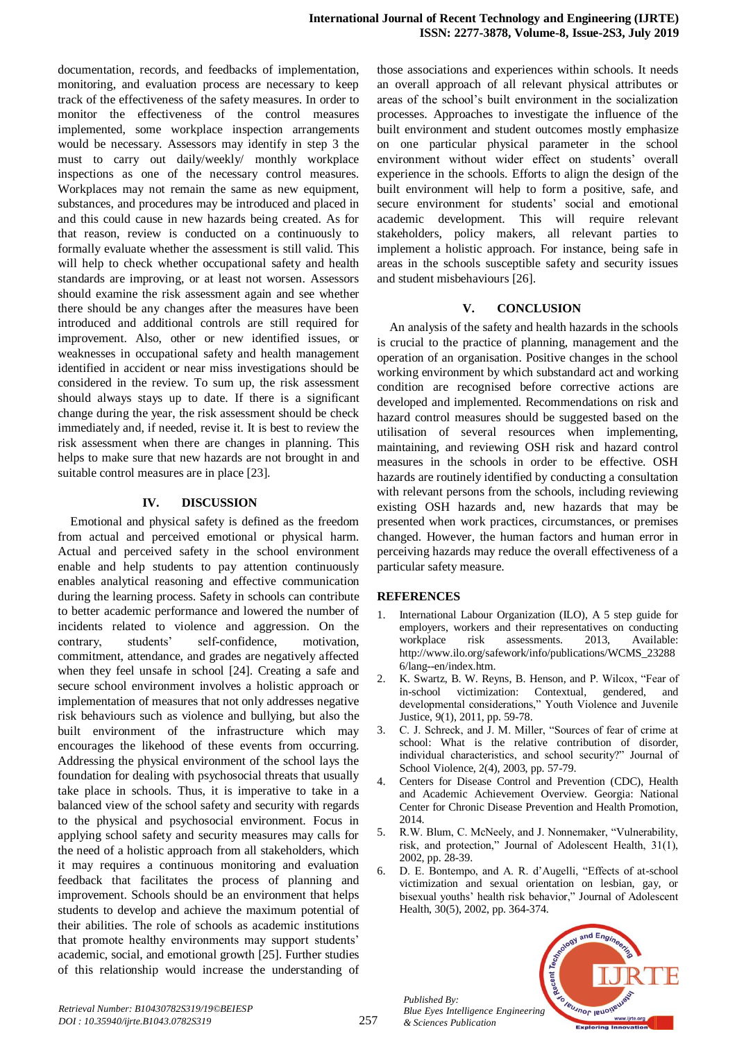documentation, records, and feedbacks of implementation, monitoring, and evaluation process are necessary to keep track of the effectiveness of the safety measures. In order to monitor the effectiveness of the control measures implemented, some workplace inspection arrangements would be necessary. Assessors may identify in step 3 the must to carry out daily/weekly/ monthly workplace inspections as one of the necessary control measures. Workplaces may not remain the same as new equipment, substances, and procedures may be introduced and placed in and this could cause in new hazards being created. As for that reason, review is conducted on a continuously to formally evaluate whether the assessment is still valid. This will help to check whether occupational safety and health standards are improving, or at least not worsen. Assessors should examine the risk assessment again and see whether there should be any changes after the measures have been introduced and additional controls are still required for improvement. Also, other or new identified issues, or weaknesses in occupational safety and health management identified in accident or near miss investigations should be considered in the review. To sum up, the risk assessment should always stays up to date. If there is a significant change during the year, the risk assessment should be check immediately and, if needed, revise it. It is best to review the risk assessment when there are changes in planning. This helps to make sure that new hazards are not brought in and suitable control measures are in place [23].

## IV. DISCUSSION

Emotional and physical safety is defined as the freedom from actual and perceived emotional or physical harm. Actual and perceived safety in the school environment enable and help students to pay attention continuously enables analytical reasoning and effective communication during the learning process. Safety in schools can contribute to better academic performance and lowered the number of incidents related to violence and aggression. On the contrary, students' self-confidence, motivation, commitment, attendance, and grades are negatively affected when they feel unsafe in school [24]. Creating a safe and secure school environment involves a holistic approach or implementation of measures that not only addresses negative risk behaviours such as violence and bullying, but also the built environment of the infrastructure which may encourages the likehood of these events from occurring. Addressing the physical environment of the school lays the foundation for dealing with psychosocial threats that usually take place in schools. Thus, it is imperative to take in a balanced view of the school safety and security with regards to the physical and psychosocial environment. Focus in applying school safety and security measures may calls for the need of a holistic approach from all stakeholders, which it may requires a continuous monitoring and evaluation feedback that facilitates the process of planning and improvement. Schools should be an environment that helps students to develop and achieve the maximum potential of their abilities. The role of schools as academic institutions that promote healthy environments may support students' academic, social, and emotional growth [25]. Further studies of this relationship would increase the understanding of those associations and experiences within schools. It needs an overall approach of all relevant physical attributes or areas of the school's built environment in the socialization processes. Approaches to investigate the influence of the built environment and student outcomes mostly emphasize on one particular physical parameter in the school environment without wider effect on students' overall experience in the schools. Efforts to align the design of the built environment will help to form a positive, safe, and secure environment for students' social and emotional academic development. This will require relevant stakeholders, policy makers, all relevant parties to implement a holistic approach. For instance, being safe in areas in the schools susceptible safety and security issues and student misbehaviours [26].

## V. CONCLUSION

An analysis of the safety and health hazards in the schools is crucial to the practice of planning, management and the operation of an organisation. Positive changes in the school working environment by which substandard act and working condition are recognised before corrective actions are developed and implemented. Recommendations on risk and hazard control measures should be suggested based on the utilisation of several resources when implementing, maintaining, and reviewing OSH risk and hazard control measures in the schools in order to be effective. OSH hazards are routinely identified by conducting a consultation with relevant persons from the schools, including reviewing existing OSH hazards and, new hazards that may be presented when work practices, circumstances, or premises changed. However, the human factors and human error in perceiving hazards may reduce the overall effectiveness of a particular safety measure.

## REFERENCES

1. International Labour Organization (ILO), A 5 step guide for employers, workers and their representatives on conducting workplace risk assessments. 2013, Available: http://www.ilo.org/safework/info/publications/WCMS_232886/lang--en/index.htm.
2. K. Swartz, B. W. Reyns, B. Henson, and P. Wilcox, "Fear of in-school victimization: Contextual, gendered, and developmental considerations," Youth Violence and Juvenile Justice, 9(1), 2011, pp. 59-78.
3. C. J. Schreck, and J. M. Miller, "Sources of fear of crime at school: What is the relative contribution of disorder, individual characteristics, and school security?" Journal of School Violence, 2(4), 2003, pp. 57-79.
4. Centers for Disease Control and Prevention (CDC), Health and Academic Achievement Overview. Georgia: National Center for Chronic Disease Prevention and Health Promotion, 2014.
5. R.W. Blum, C. McNeely, and J. Nonnemaker, "Vulnerability, risk, and protection," Journal of Adolescent Health, 31(1), 2002, pp. 28-39.
6. D. E. Bontempo, and A. R. d'Augelli, "Effects of at-school victimization and sexual orientation on lesbian, gay, or bisexual youths' health risk behavior," Journal of Adolescent Health, 30(5), 2002, pp. 364-374.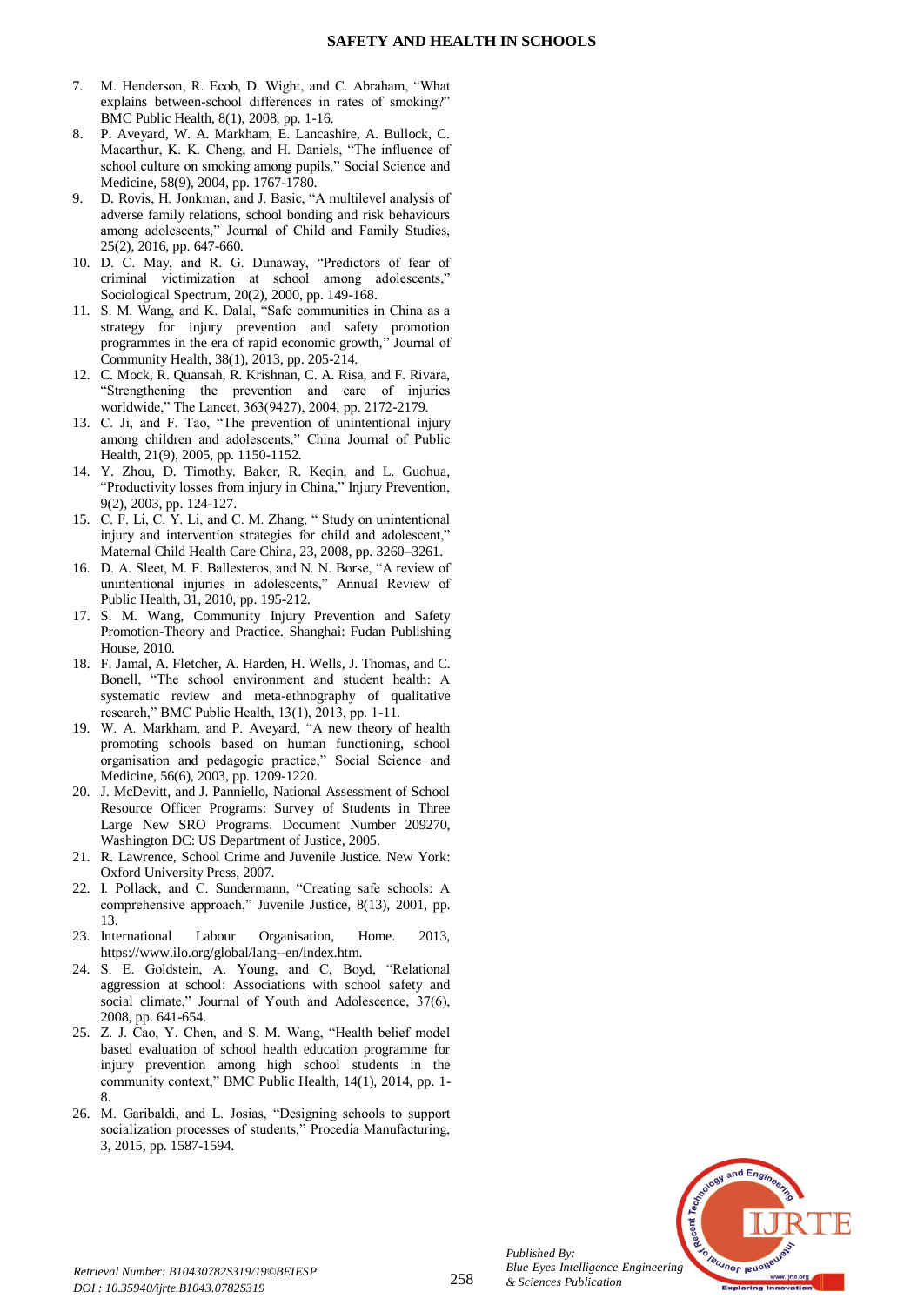7. M. Henderson, R. Ecob, D. Wight, and C. Abraham, "What explains between-school differences in rates of smoking?" BMC Public Health, 8(1), 2008, pp. 1-16.
8. P. Aveyard, W. A. Markham, E. Lancashire, A. Bullock, C. Macarthur, K. K. Cheng, and H. Daniels, "The influence of school culture on smoking among pupils," Social Science and Medicine, 58(9), 2004, pp. 1767-1780.
9. D. Rovis, H. Jonkman, and J. Basic, "A multilevel analysis of adverse family relations, school bonding and risk behaviours among adolescents," Journal of Child and Family Studies, 25(2), 2016, pp. 647-660.
10. D. C. May, and R. G. Dunaway, "Predictors of fear of criminal victimization at school among adolescents," Sociological Spectrum, 20(2), 2000, pp. 149-168.
11. S. M. Wang, and K. Dalal, "Safe communities in China as a strategy for injury prevention and safety promotion programmes in the era of rapid economic growth," Journal of Community Health, 38(1), 2013, pp. 205-214.
12. C. Mock, R. Quansah, R. Krishnan, C. A. Risa, and F. Rivara, "Strengthening the prevention and care of injuries worldwide," The Lancet, 363(9427), 2004, pp. 2172-2179.
13. C. Ji, and F. Tao, "The prevention of unintentional injury among children and adolescents," China Journal of Public Health, 21(9), 2005, pp. 1150-1152.
14. Y. Zhou, D. Timothy. Baker, R. Keqin, and L. Guohua, "Productivity losses from injury in China," Injury Prevention, 9(2), 2003, pp. 124-127.
15. C. F. Li, C. Y. Li, and C. M. Zhang, " Study on unintentional injury and intervention strategies for child and adolescent," Maternal Child Health Care China, 23, 2008, pp. 3260–3261.
16. D. A. Sleet, M. F. Ballesteros, and N. N. Borse, "A review of unintentional injuries in adolescents," Annual Review of Public Health, 31, 2010, pp. 195-212.
17. S. M. Wang, Community Injury Prevention and Safety Promotion-Theory and Practice. Shanghai: Fudan Publishing House, 2010.
18. F. Jamal, A. Fletcher, A. Harden, H. Wells, J. Thomas, and C. Bonell, "The school environment and student health: A systematic review and meta-ethnography of qualitative research," BMC Public Health, 13(1), 2013, pp. 1-11.
19. W. A. Markham, and P. Aveyard, "A new theory of health promoting schools based on human functioning, school organisation and pedagogic practice," Social Science and Medicine, 56(6), 2003, pp. 1209-1220.
20. J. McDevitt, and J. Panniello, National Assessment of School Resource Officer Programs: Survey of Students in Three Large New SRO Programs. Document Number 209270, Washington DC: US Department of Justice, 2005.
21. R. Lawrence, School Crime and Juvenile Justice. New York: Oxford University Press, 2007.
22. I. Pollack, and C. Sundermann, "Creating safe schools: A comprehensive approach," Juvenile Justice, 8(13), 2001, pp. 13.
23. International Labour Organisation, Home. 2013, https://www.ilo.org/global/lang--en/index.htm.
24. S. E. Goldstein, A. Young, and C, Boyd, "Relational aggression at school: Associations with school safety and social climate," Journal of Youth and Adolescence, 37(6), 2008, pp. 641-654.
25. Z. J. Cao, Y. Chen, and S. M. Wang, "Health belief model based evaluation of school health education programme for injury prevention among high school students in the community context," BMC Public Health, 14(1), 2014, pp. 1-8.
26. M. Garibaldi, and L. Josias, "Designing schools to support socialization processes of students," Procedia Manufacturing, 3, 2015, pp. 1587-1594.